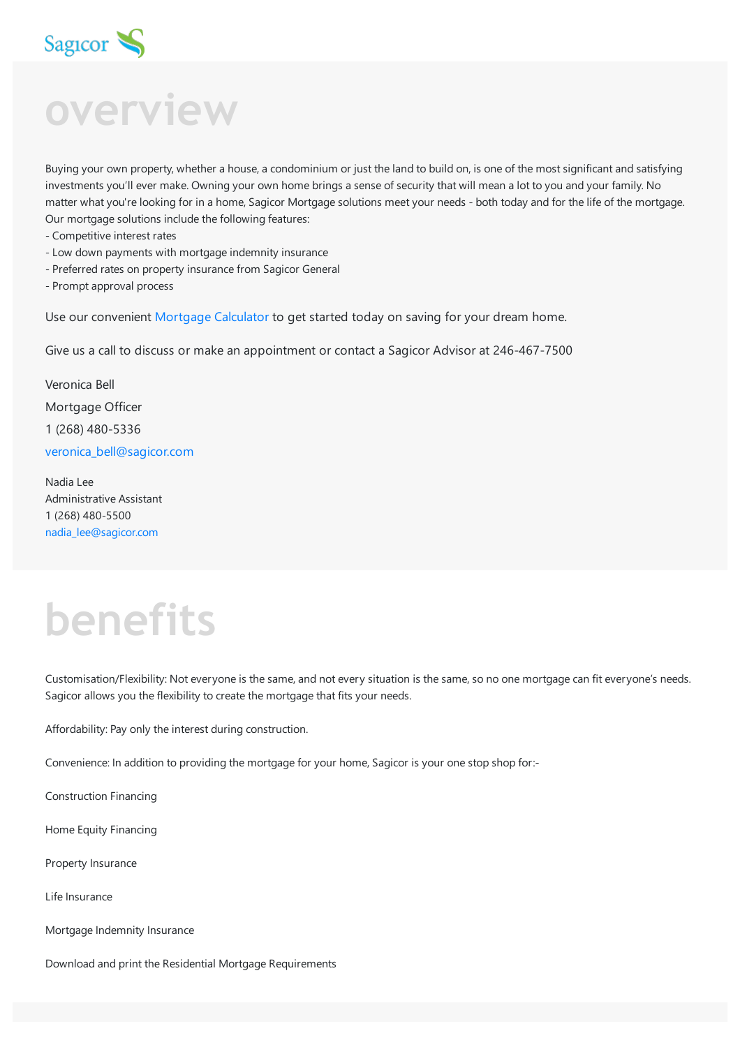Sagicor

# overview

Buying your own property, whether a house, a condominium or just the land to build on, is one of the most significant and satisfying investments you'll ever make. Owning your own home brings a sense of security that will mean a lot to you and your family. No matter what you're looking for in a home, Sagicor Mortgage solutions meet your needs - both today and for the life of the mortgage. Our mortgage solutions include the following features:

- Competitive interest rates
- Low down payments with mortgage indemnity insurance
- Preferred rates on property insurance from Sagicor General
- Prompt approval process

Use our convenient Mortgage Calculator to get started today on saving for your dream home.

Give us a call to discuss or make an appointment or contact a Sagicor Advisor at 246-467-7500

Veronica Bell

Mortgage Officer

1 (268) 480-5336

veronica_bell@sagicor.com

Nadia Lee
Administrative Assistant
1 (268) 480-5500
nadia_lee@sagicor.com

# benefits

Customisation/Flexibility: Not everyone is the same, and not every situation is the same, so no one mortgage can fit everyone's needs. Sagicor allows you the flexibility to create the mortgage that fits your needs.

Affordability: Pay only the interest during construction.

Convenience: In addition to providing the mortgage for your home, Sagicor is your one stop shop for:-

Construction Financing

Home Equity Financing

Property Insurance

Life Insurance

Mortgage Indemnity Insurance

Download and print the Residential Mortgage Requirements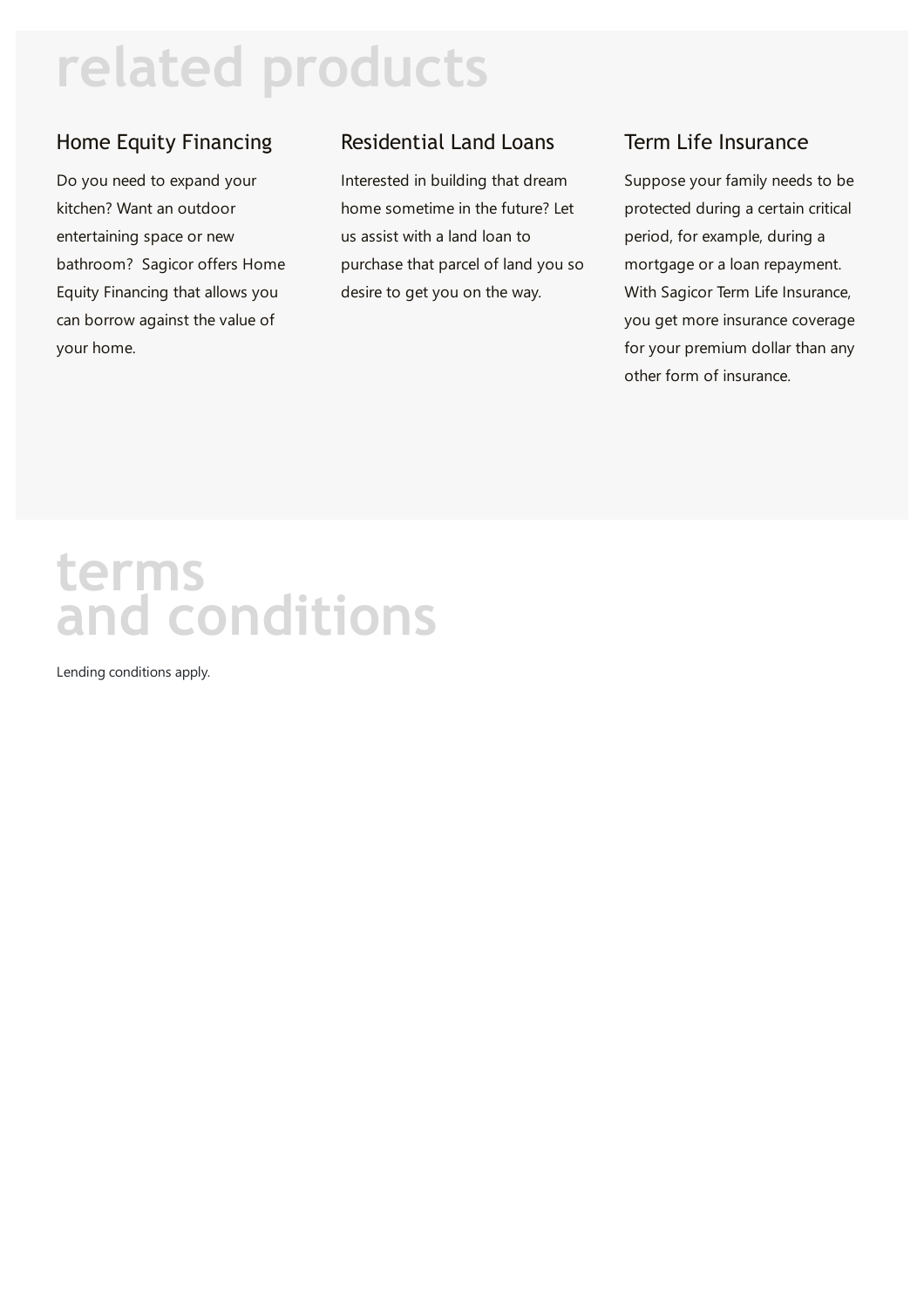# related products

## Home Equity Financing

Do you need to expand your kitchen? Want an outdoor entertaining space or new bathroom?  Sagicor offers Home Equity Financing that allows you can borrow against the value of your home.

## Residential Land Loans

Interested in building that dream home sometime in the future? Let us assist with a land loan to purchase that parcel of land you so desire to get you on the way.

## Term Life Insurance

Suppose your family needs to be protected during a certain critical period, for example, during a mortgage or a loan repayment. With Sagicor Term Life Insurance, you get more insurance coverage for your premium dollar than any other form of insurance.

# terms and conditions

Lending conditions apply.